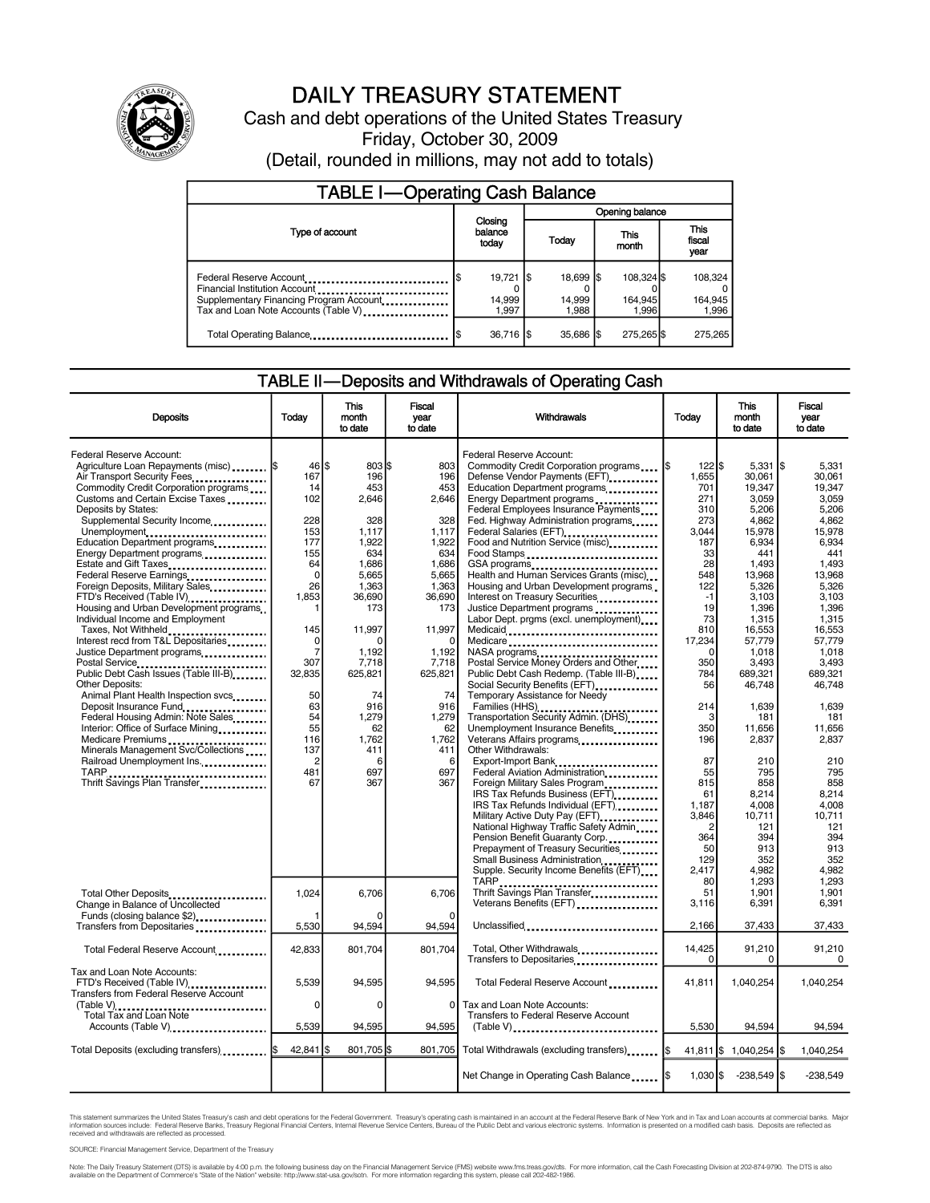# DAILY TREASURY STATEMENT

Cash and debt operations of the United States Treasury

Friday, October 30, 2009

(Detail, rounded in millions, may not add to totals)

## TABLE I—Operating Cash Balance

| Type of account | Closing balance today | Opening balance Today | Opening balance This month | Opening balance This fiscal year |
|---|---|---|---|---|
| Federal Reserve Account | $ 19,721 | $ 18,699 | $ 108,324 | $ 108,324 |
| Financial Institution Account | 0 | 0 | 0 | 0 |
| Supplementary Financing Program Account | 14,999 | 14,999 | 164,945 | 164,945 |
| Tax and Loan Note Accounts (Table V) | 1,997 | 1,988 | 1,996 | 1,996 |
| Total Operating Balance | $ 36,716 | $ 35,686 | $ 275,265 | $ 275,265 |

## TABLE II—Deposits and Withdrawals of Operating Cash

| Deposits | Today | This month to date | Fiscal year to date | Withdrawals | Today | This month to date | Fiscal year to date |
|---|---|---|---|---|---|---|---|
| Federal Reserve Account: | | | | Federal Reserve Account: | | | |
| Agriculture Loan Repayments (misc) | $ 46 | $ 803 | $ 803 | Commodity Credit Corporation programs | $ 122 | $ 5,331 | $ 5,331 |
| Air Transport Security Fees | 167 | 196 | 196 | Defense Vendor Payments (EFT) | 1,655 | 30,061 | 30,061 |
| Commodity Credit Corporation programs | 14 | 453 | 453 | Education Department programs | 701 | 19,347 | 19,347 |
| Customs and Certain Excise Taxes | 102 | 2,646 | 2,646 | Energy Department programs | 271 | 3,059 | 3,059 |
| Deposits by States: | | | | Federal Employees Insurance Payments | 310 | 5,206 | 5,206 |
| Supplemental Security Income | 228 | 328 | 328 | Fed. Highway Administration programs | 273 | 4,862 | 4,862 |
| Unemployment | 153 | 1,117 | 1,117 | Federal Salaries (EFT) | 3,044 | 15,978 | 15,978 |
| Education Department programs | 177 | 1,922 | 1,922 | Food and Nutrition Service (misc) | 187 | 6,934 | 6,934 |
| Energy Department programs | 155 | 634 | 634 | Food Stamps | 33 | 441 | 441 |
| Estate and Gift Taxes | 64 | 1,686 | 1,686 | GSA programs | 28 | 1,493 | 1,493 |
| Federal Reserve Earnings | 0 | 5,665 | 5,665 | Health and Human Services Grants (misc) | 548 | 13,968 | 13,968 |
| Foreign Deposits, Military Sales | 26 | 1,363 | 1,363 | Housing and Urban Development programs | 122 | 5,326 | 5,326 |
| FTD's Received (Table IV) | 1,853 | 36,690 | 36,690 | Interest on Treasury Securities | -1 | 3,103 | 3,103 |
| Housing and Urban Development programs | 1 | 173 | 173 | Justice Department programs | 19 | 1,396 | 1,396 |
| Individual Income and Employment | | | | Labor Dept. prgms (excl. unemployment) | 73 | 1,315 | 1,315 |
| Taxes, Not Withheld | 145 | 11,997 | 11,997 | Medicaid | 810 | 16,553 | 16,553 |
| Interest recd from T&L Depositaries | 0 | 0 | 0 | Medicare | 17,234 | 57,779 | 57,779 |
| Justice Department programs | 7 | 1,192 | 1,192 | NASA programs | 0 | 1,018 | 1,018 |
| Postal Service | 307 | 7,718 | 7,718 | Postal Service Money Orders and Other | 350 | 3,493 | 3,493 |
| Public Debt Cash Issues (Table III-B) | 32,835 | 625,821 | 625,821 | Public Debt Cash Redemp. (Table III-B) | 784 | 689,321 | 689,321 |
| Other Deposits: | | | | Social Security Benefits (EFT) | 56 | 46,748 | 46,748 |
| Animal Plant Health Inspection svcs | 50 | 74 | 74 | Temporary Assistance for Needy | | | |
| Deposit Insurance Fund | 63 | 916 | 916 | Families (HHS) | 214 | 1,639 | 1,639 |
| Federal Housing Admin: Note Sales | 54 | 1,279 | 1,279 | Transportation Security Admin. (DHS) | 3 | 181 | 181 |
| Interior: Office of Surface Mining | 55 | 62 | 62 | Unemployment Insurance Benefits | 350 | 11,656 | 11,656 |
| Medicare Premiums | 116 | 1,762 | 1,762 | Veterans Affairs programs | 196 | 2,837 | 2,837 |
| Minerals Management Svc/Collections | 137 | 411 | 411 | Other Withdrawals: | | | |
| Railroad Unemployment Ins. | 2 | 6 | 6 | Export-Import Bank | 87 | 210 | 210 |
| TARP | 481 | 697 | 697 | Federal Aviation Administration | 55 | 795 | 795 |
| Thrift Savings Plan Transfer | 67 | 367 | 367 | Foreign Military Sales Program | 815 | 858 | 858 |
| | | | | IRS Tax Refunds Business (EFT) | 61 | 8,214 | 8,214 |
| | | | | IRS Tax Refunds Individual (EFT) | 1,187 | 4,008 | 4,008 |
| | | | | Military Active Duty Pay (EFT) | 3,846 | 10,711 | 10,711 |
| | | | | National Highway Traffic Safety Admin | 2 | 121 | 121 |
| | | | | Pension Benefit Guaranty Corp. | 364 | 394 | 394 |
| | | | | Prepayment of Treasury Securities | 50 | 913 | 913 |
| | | | | Small Business Administration | 129 | 352 | 352 |
| | | | | Supple. Security Income Benefits (EFT) | 2,417 | 4,982 | 4,982 |
| | | | | TARP | 80 | 1,293 | 1,293 |
| Total Other Deposits | 1,024 | 6,706 | 6,706 | Thrift Savings Plan Transfer | 51 | 1,901 | 1,901 |
| Change in Balance of Uncollected | | | | Veterans Benefits (EFT) | 3,116 | 6,391 | 6,391 |
| Funds (closing balance $2) | 1 | 0 | 0 | | | | |
| Transfers from Depositaries | 5,530 | 94,594 | 94,594 | Unclassified | 2,166 | 37,433 | 37,433 |
| Total Federal Reserve Account | 42,833 | 801,704 | 801,704 | Total, Other Withdrawals | 14,425 | 91,210 | 91,210 |
| | | | | Transfers to Depositaries | 0 | 0 | 0 |
| Tax and Loan Note Accounts: | | | | | | | |
| FTD's Received (Table IV) | 5,539 | 94,595 | 94,595 | Total Federal Reserve Account | 41,811 | 1,040,254 | 1,040,254 |
| Transfers from Federal Reserve Account | | | | | | | |
| (Table V) | 0 | 0 | 0 | Tax and Loan Note Accounts: | | | |
| Total Tax and Loan Note | | | | Transfers to Federal Reserve Account | | | |
| Accounts (Table V) | 5,539 | 94,595 | 94,595 | (Table V) | 5,530 | 94,594 | 94,594 |
| Total Deposits (excluding transfers) | $ 42,841 | $ 801,705 | $ 801,705 | Total Withdrawals (excluding transfers) | $ 41,811 | $ 1,040,254 | $ 1,040,254 |
| | | | | Net Change in Operating Cash Balance | $ 1,030 | $ -238,549 | $ -238,549 |

This statement summarizes the United States Treasury's cash and debt operations for the Federal Government. Treasury's operating cash is maintained in an account at the Federal Reserve Bank of New York and in Tax and Loan accounts at commercial banks. Major information sources include: Federal Reserve Banks, Treasury Regional Financial Centers, Internal Revenue Service Centers, Bureau of the Public Debt and various electronic systems. Information is presented on a modified cash basis. Deposits are reflected as received and withdrawals are reflected as processed.

SOURCE: Financial Management Service, Department of the Treasury

Note: The Daily Treasury Statement (DTS) is available by 4:00 p.m. the following business day on the Financial Management Service (FMS) website www.fms.treas.gov/dts. For more information, call the Cash Forecasting Division at 202-874-9790. The DTS is also available on the Department of Commerce's "State of the Nation" website: http://www.stat-usa.gov/sotn. For more information regarding this system, please call 202-482-1986.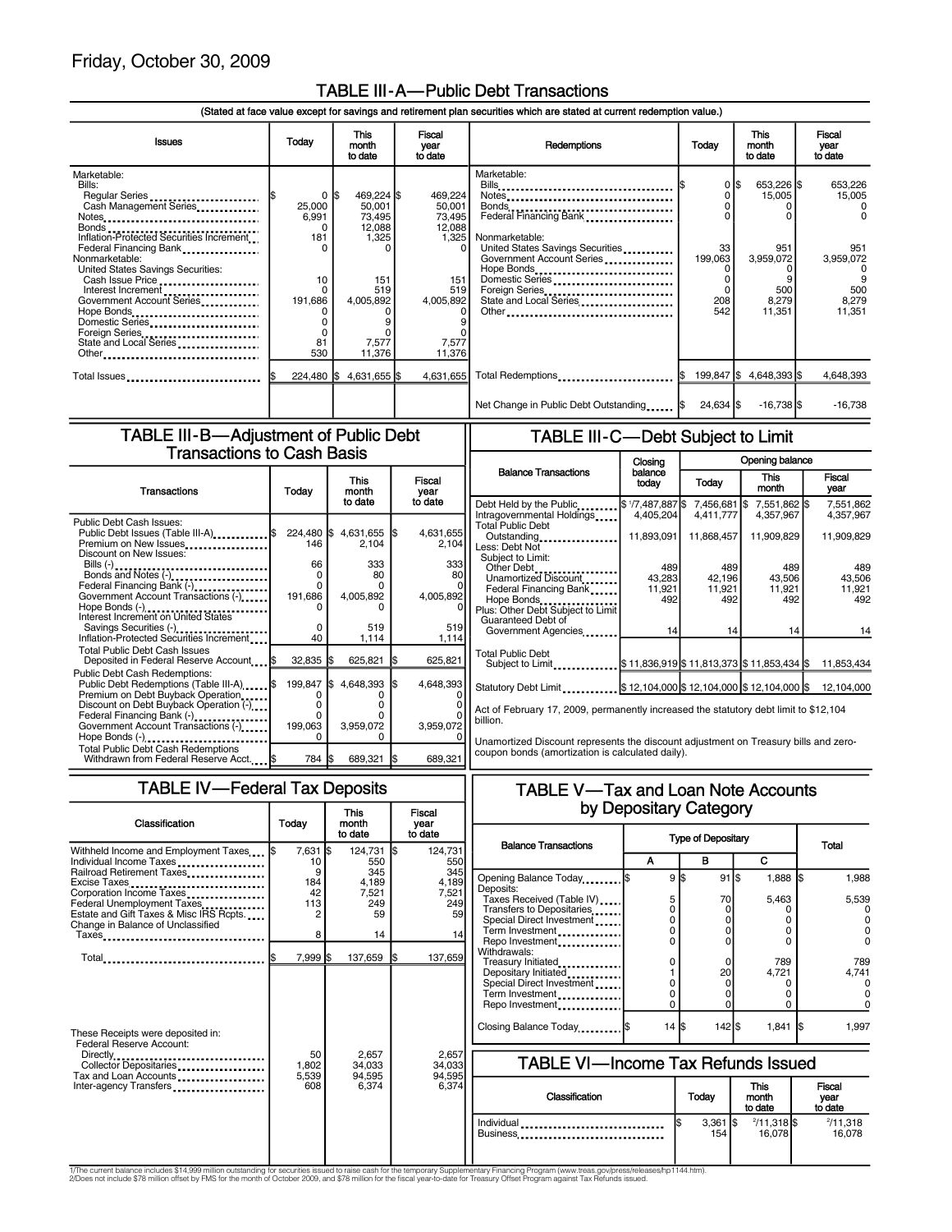Friday, October 30, 2009

## TABLE III-A—Public Debt Transactions

(Stated at face value except for savings and retirement plan securities which are stated at current redemption value.)

| Issues | Today | This month to date | Fiscal year to date |
|---|---|---|---|
| Marketable: | | | |
| Bills: | | | |
| Regular Series | $ 0 | $ 469,224 | $ 469,224 |
| Cash Management Series | 25,000 | 50,001 | 50,001 |
| Notes | 6,991 | 73,495 | 73,495 |
| Bonds | 0 | 12,088 | 12,088 |
| Inflation-Protected Securities Increment | 181 | 1,325 | 1,325 |
| Federal Financing Bank | 0 | 0 | 0 |
| Nonmarketable: | | | |
| United States Savings Securities: | | | |
| Cash Issue Price | 10 | 151 | 151 |
| Interest Increment | 0 | 519 | 519 |
| Government Account Series | 191,686 | 4,005,892 | 4,005,892 |
| Hope Bonds | 0 | 0 | 0 |
| Domestic Series | 0 | 9 | 9 |
| Foreign Series | 0 | 0 | 0 |
| State and Local Series | 81 | 7,577 | 7,577 |
| Other | 530 | 11,376 | 11,376 |
| Total Issues | $ 224,480 | $ 4,631,655 | $ 4,631,655 |

| Redemptions | Today | This month to date | Fiscal year to date |
|---|---|---|---|
| Marketable: | | | |
| Bills | $ 0 | $ 653,226 | $ 653,226 |
| Notes | 0 | 15,005 | 15,005 |
| Bonds | 0 | 0 | 0 |
| Federal Financing Bank | 0 | 0 | 0 |
| Nonmarketable: | | | |
| United States Savings Securities | 33 | 951 | 951 |
| Government Account Series | 199,063 | 3,959,072 | 3,959,072 |
| Hope Bonds | 0 | 0 | 0 |
| Domestic Series | 0 | 9 | 9 |
| Foreign Series | 0 | 500 | 500 |
| State and Local Series | 208 | 8,279 | 8,279 |
| Other | 542 | 11,351 | 11,351 |
| Total Redemptions | $ 199,847 | $ 4,648,393 | $ 4,648,393 |
| Net Change in Public Debt Outstanding | $ 24,634 | $ -16,738 | $ -16,738 |

## TABLE III-B—Adjustment of Public Debt Transactions to Cash Basis

| Transactions | Today | This month to date | Fiscal year to date |
|---|---|---|---|
| Public Debt Cash Issues: | | | |
| Public Debt Issues (Table III-A) | $ 224,480 | $ 4,631,655 | $ 4,631,655 |
| Premium on New Issues | 146 | 2,104 | 2,104 |
| Discount on New Issues: | | | |
| Bills (-) | 66 | 333 | 333 |
| Bonds and Notes (-) | 0 | 80 | 80 |
| Federal Financing Bank (-) | 0 | 0 | 0 |
| Government Account Transactions (-) | 191,686 | 4,005,892 | 4,005,892 |
| Hope Bonds (-) | 0 | 0 | 0 |
| Interest Increment on United States Savings Securities (-) | 0 | 519 | 519 |
| Inflation-Protected Securities Increment | 40 | 1,114 | 1,114 |
| Total Public Debt Cash Issues Deposited in Federal Reserve Account | $ 32,835 | $ 625,821 | $ 625,821 |
| Public Debt Cash Redemptions: | | | |
| Public Debt Redemptions (Table III-A) | $ 199,847 | $ 4,648,393 | $ 4,648,393 |
| Premium on Debt Buyback Operation | 0 | 0 | 0 |
| Discount on Debt Buyback Operation (-) | 0 | 0 | 0 |
| Federal Financing Bank (-) | 0 | 0 | 0 |
| Government Account Transactions (-) | 199,063 | 3,959,072 | 3,959,072 |
| Hope Bonds (-) | 0 | 0 | 0 |
| Total Public Debt Cash Redemptions Withdrawn from Federal Reserve Acct. | $ 784 | $ 689,321 | $ 689,321 |

## TABLE III-C—Debt Subject to Limit

| Balance Transactions | Closing balance today | Opening balance Today | Opening balance This month | Opening balance Fiscal year |
|---|---|---|---|---|
| Debt Held by the Public | $ [1]7,487,887 | $ 7,456,681 | $ 7,551,862 | $ 7,551,862 |
| Intragovernmental Holdings | 4,405,204 | 4,411,777 | 4,357,967 | 4,357,967 |
| Total Public Debt Outstanding | 11,893,091 | 11,868,457 | 11,909,829 | 11,909,829 |
| Less: Debt Not Subject to Limit: | | | | |
| Other Debt | 489 | 489 | 489 | 489 |
| Unamortized Discount | 43,283 | 42,196 | 43,506 | 43,506 |
| Federal Financing Bank | 11,921 | 11,921 | 11,921 | 11,921 |
| Hope Bonds | 492 | 492 | 492 | 492 |
| Plus: Other Debt Subject to Limit | | | | |
| Guaranteed Debt of Government Agencies | 14 | 14 | 14 | 14 |
| Total Public Debt Subject to Limit | $ 11,836,919 | $ 11,813,373 | $ 11,853,434 | $ 11,853,434 |
| Statutory Debt Limit | $ 12,104,000 | $ 12,104,000 | $ 12,104,000 | $ 12,104,000 |

Act of February 17, 2009, permanently increased the statutory debt limit to $12,104 billion.

Unamortized Discount represents the discount adjustment on Treasury bills and zero-coupon bonds (amortization is calculated daily).

## TABLE IV—Federal Tax Deposits

| Classification | Today | This month to date | Fiscal year to date |
|---|---|---|---|
| Withheld Income and Employment Taxes | $ 7,631 | $ 124,731 | $ 124,731 |
| Individual Income Taxes | 10 | 550 | 550 |
| Railroad Retirement Taxes | 9 | 345 | 345 |
| Excise Taxes | 184 | 4,189 | 4,189 |
| Corporation Income Taxes | 42 | 7,521 | 7,521 |
| Federal Unemployment Taxes | 113 | 249 | 249 |
| Estate and Gift Taxes & Misc IRS Rcpts. | 2 | 59 | 59 |
| Change in Balance of Unclassified Taxes | 8 | 14 | 14 |
| Total | $ 7,999 | $ 137,659 | $ 137,659 |
| These Receipts were deposited in: | | | |
| Federal Reserve Account: | | | |
| Directly | 50 | 2,657 | 2,657 |
| Collector Depositaries | 1,802 | 34,033 | 34,033 |
| Tax and Loan Accounts | 5,539 | 94,595 | 94,595 |
| Inter-agency Transfers | 608 | 6,374 | 6,374 |

## TABLE V—Tax and Loan Note Accounts by Depositary Category

| Balance Transactions | Type of Depositary A | Type of Depositary B | Type of Depositary C | Total |
|---|---|---|---|---|
| Opening Balance Today | $ 9 | $ 91 | $ 1,888 | $ 1,988 |
| Deposits: | | | | |
| Taxes Received (Table IV) | 5 | 70 | 5,463 | 5,539 |
| Transfers to Depositaries | 0 | 0 | 0 | 0 |
| Special Direct Investment | 0 | 0 | 0 | 0 |
| Term Investment | 0 | 0 | 0 | 0 |
| Repo Investment | 0 | 0 | 0 | 0 |
| Withdrawals: | | | | |
| Treasury Initiated | 0 | 0 | 789 | 789 |
| Depositary Initiated | 1 | 20 | 4,721 | 4,741 |
| Special Direct Investment | 0 | 0 | 0 | 0 |
| Term Investment | 0 | 0 | 0 | 0 |
| Repo Investment | 0 | 0 | 0 | 0 |
| Closing Balance Today | $ 14 | $ 142 | $ 1,841 | $ 1,997 |

## TABLE VI—Income Tax Refunds Issued

| Classification | Today | This month to date | Fiscal year to date |
|---|---|---|---|
| Individual | $ 3,361 | $ [2]11,318 | $ [2]11,318 |
| Business | 154 | 16,078 | 16,078 |

1/The current balance includes $14,999 million outstanding for securities issued to raise cash for the temporary Supplemental Financing Program (www.treas.gov/press/releases/hp1144.htm).
2/Does not include $78 million offset by FMS for the month of October 2009, and $78 million for the fiscal year-to-date for Treasury Offset Program against Tax Refunds issued.